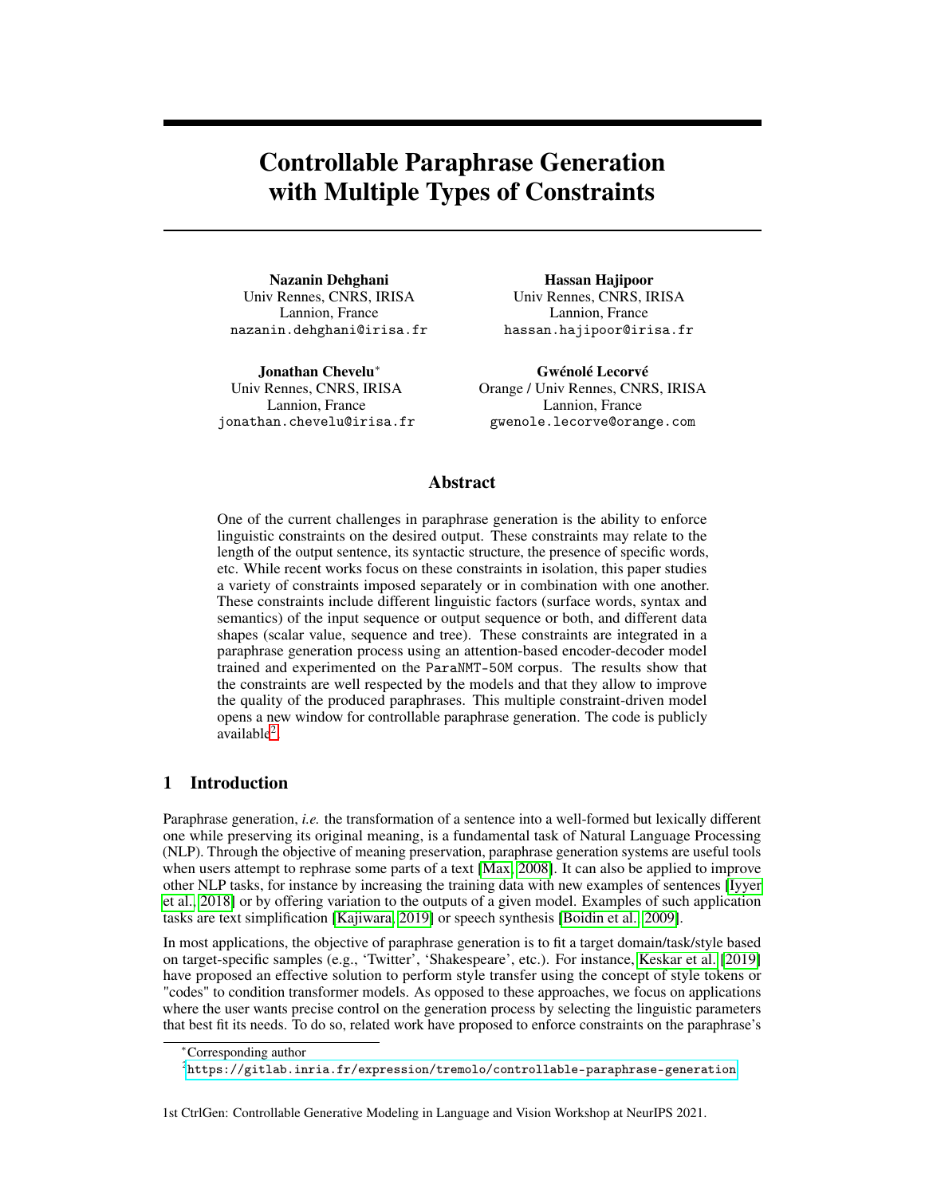# Controllable Paraphrase Generation with Multiple Types of Constraints

**Nazanin Dehghani**
Univ Rennes, CNRS, IRISA
Lannion, France
nazanin.dehghani@irisa.fr

**Hassan Hajipoor**
Univ Rennes, CNRS, IRISA
Lannion, France
hassan.hajipoor@irisa.fr

**Jonathan Chevelu***
Univ Rennes, CNRS, IRISA
Lannion, France
jonathan.chevelu@irisa.fr

**Gwénolé Lecorvé**
Orange / Univ Rennes, CNRS, IRISA
Lannion, France
gwenole.lecorve@orange.com

## Abstract

One of the current challenges in paraphrase generation is the ability to enforce linguistic constraints on the desired output. These constraints may relate to the length of the output sentence, its syntactic structure, the presence of specific words, etc. While recent works focus on these constraints in isolation, this paper studies a variety of constraints imposed separately or in combination with one another. These constraints include different linguistic factors (surface words, syntax and semantics) of the input sequence or output sequence or both, and different data shapes (scalar value, sequence and tree). These constraints are integrated in a paraphrase generation process using an attention-based encoder-decoder model trained and experimented on the ParaNMT-50M corpus. The results show that the constraints are well respected by the models and that they allow to improve the quality of the produced paraphrases. This multiple constraint-driven model opens a new window for controllable paraphrase generation. The code is publicly available[2].

## 1 Introduction

Paraphrase generation, *i.e.* the transformation of a sentence into a well-formed but lexically different one while preserving its original meaning, is a fundamental task of Natural Language Processing (NLP). Through the objective of meaning preservation, paraphrase generation systems are useful tools when users attempt to rephrase some parts of a text [Max, 2008]. It can also be applied to improve other NLP tasks, for instance by increasing the training data with new examples of sentences [Iyyer et al., 2018] or by offering variation to the outputs of a given model. Examples of such application tasks are text simplification [Kajiwara, 2019] or speech synthesis [Boidin et al., 2009].

In most applications, the objective of paraphrase generation is to fit a target domain/task/style based on target-specific samples (e.g., 'Twitter', 'Shakespeare', etc.). For instance, Keskar et al. [2019] have proposed an effective solution to perform style transfer using the concept of style tokens or "codes" to condition transformer models. As opposed to these approaches, we focus on applications where the user wants precise control on the generation process by selecting the linguistic parameters that best fit its needs. To do so, related work have proposed to enforce constraints on the paraphrase's

*Corresponding author

[2] https://gitlab.inria.fr/expression/tremolo/controllable-paraphrase-generation

1st CtrlGen: Controllable Generative Modeling in Language and Vision Workshop at NeurIPS 2021.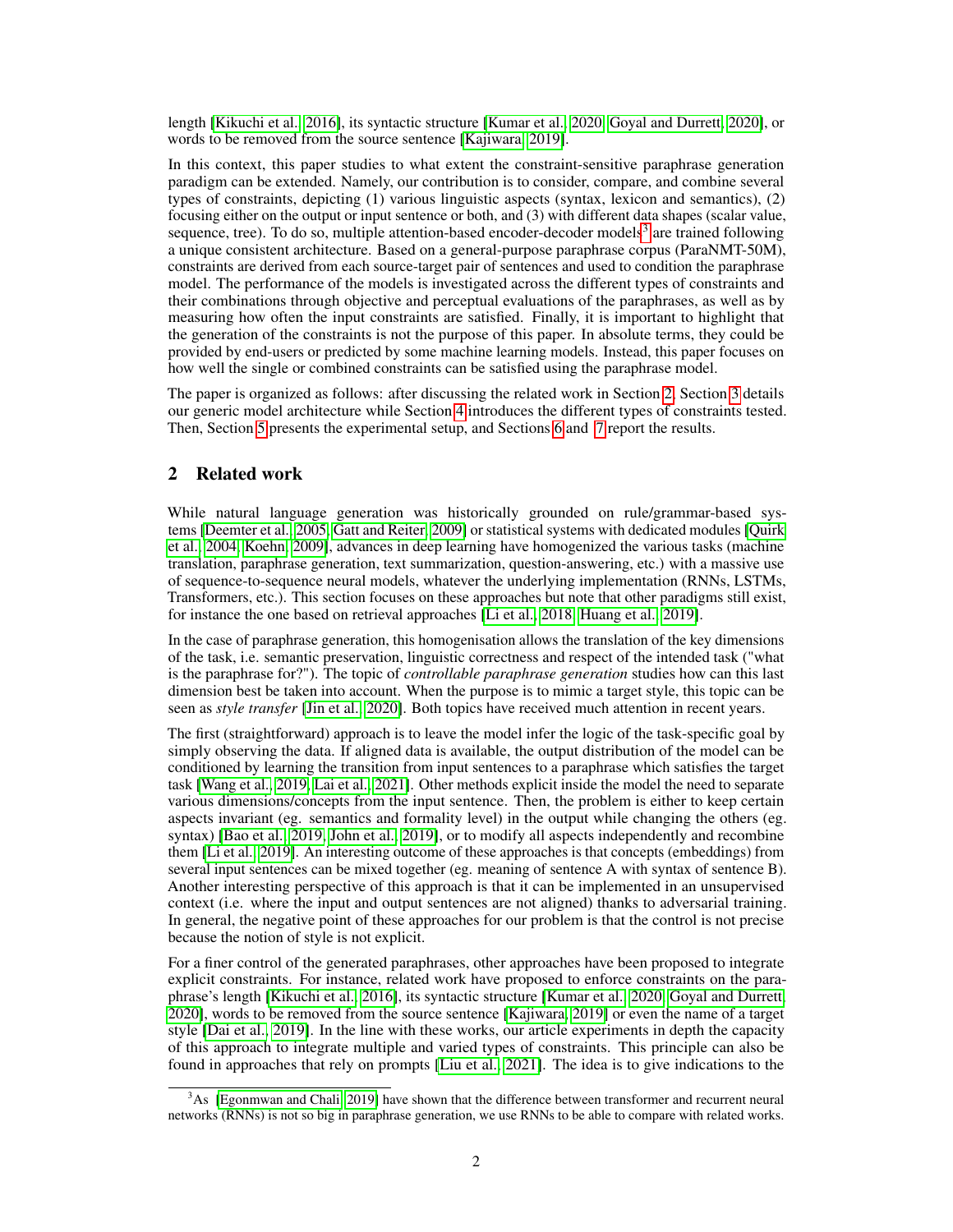length [Kikuchi et al., 2016], its syntactic structure [Kumar et al., 2020, Goyal and Durrett, 2020], or words to be removed from the source sentence [Kajiwara, 2019].

In this context, this paper studies to what extent the constraint-sensitive paraphrase generation paradigm can be extended. Namely, our contribution is to consider, compare, and combine several types of constraints, depicting (1) various linguistic aspects (syntax, lexicon and semantics), (2) focusing either on the output or input sentence or both, and (3) with different data shapes (scalar value, sequence, tree). To do so, multiple attention-based encoder-decoder models[3] are trained following a unique consistent architecture. Based on a general-purpose paraphrase corpus (ParaNMT-50M), constraints are derived from each source-target pair of sentences and used to condition the paraphrase model. The performance of the models is investigated across the different types of constraints and their combinations through objective and perceptual evaluations of the paraphrases, as well as by measuring how often the input constraints are satisfied. Finally, it is important to highlight that the generation of the constraints is not the purpose of this paper. In absolute terms, they could be provided by end-users or predicted by some machine learning models. Instead, this paper focuses on how well the single or combined constraints can be satisfied using the paraphrase model.

The paper is organized as follows: after discussing the related work in Section 2, Section 3 details our generic model architecture while Section 4 introduces the different types of constraints tested. Then, Section 5 presents the experimental setup, and Sections 6 and 7 report the results.

## 2 Related work

While natural language generation was historically grounded on rule/grammar-based systems [Deemter et al., 2005, Gatt and Reiter, 2009] or statistical systems with dedicated modules [Quirk et al., 2004, Koehn, 2009], advances in deep learning have homogenized the various tasks (machine translation, paraphrase generation, text summarization, question-answering, etc.) with a massive use of sequence-to-sequence neural models, whatever the underlying implementation (RNNs, LSTMs, Transformers, etc.). This section focuses on these approaches but note that other paradigms still exist, for instance the one based on retrieval approaches [Li et al., 2018, Huang et al., 2019].

In the case of paraphrase generation, this homogenisation allows the translation of the key dimensions of the task, i.e. semantic preservation, linguistic correctness and respect of the intended task ("what is the paraphrase for?"). The topic of *controllable paraphrase generation* studies how can this last dimension best be taken into account. When the purpose is to mimic a target style, this topic can be seen as *style transfer* [Jin et al., 2020]. Both topics have received much attention in recent years.

The first (straightforward) approach is to leave the model infer the logic of the task-specific goal by simply observing the data. If aligned data is available, the output distribution of the model can be conditioned by learning the transition from input sentences to a paraphrase which satisfies the target task [Wang et al., 2019, Lai et al., 2021]. Other methods explicit inside the model the need to separate various dimensions/concepts from the input sentence. Then, the problem is either to keep certain aspects invariant (eg. semantics and formality level) in the output while changing the others (eg. syntax) [Bao et al., 2019, John et al., 2019], or to modify all aspects independently and recombine them [Li et al., 2019]. An interesting outcome of these approaches is that concepts (embeddings) from several input sentences can be mixed together (eg. meaning of sentence A with syntax of sentence B). Another interesting perspective of this approach is that it can be implemented in an unsupervised context (i.e. where the input and output sentences are not aligned) thanks to adversarial training. In general, the negative point of these approaches for our problem is that the control is not precise because the notion of style is not explicit.

For a finer control of the generated paraphrases, other approaches have been proposed to integrate explicit constraints. For instance, related work have proposed to enforce constraints on the paraphrase's length [Kikuchi et al., 2016], its syntactic structure [Kumar et al., 2020, Goyal and Durrett, 2020], words to be removed from the source sentence [Kajiwara, 2019] or even the name of a target style [Dai et al., 2019]. In the line with these works, our article experiments in depth the capacity of this approach to integrate multiple and varied types of constraints. This principle can also be found in approaches that rely on prompts [Liu et al., 2021]. The idea is to give indications to the

[3] As [Egonmwan and Chali, 2019] have shown that the difference between transformer and recurrent neural networks (RNNs) is not so big in paraphrase generation, we use RNNs to be able to compare with related works.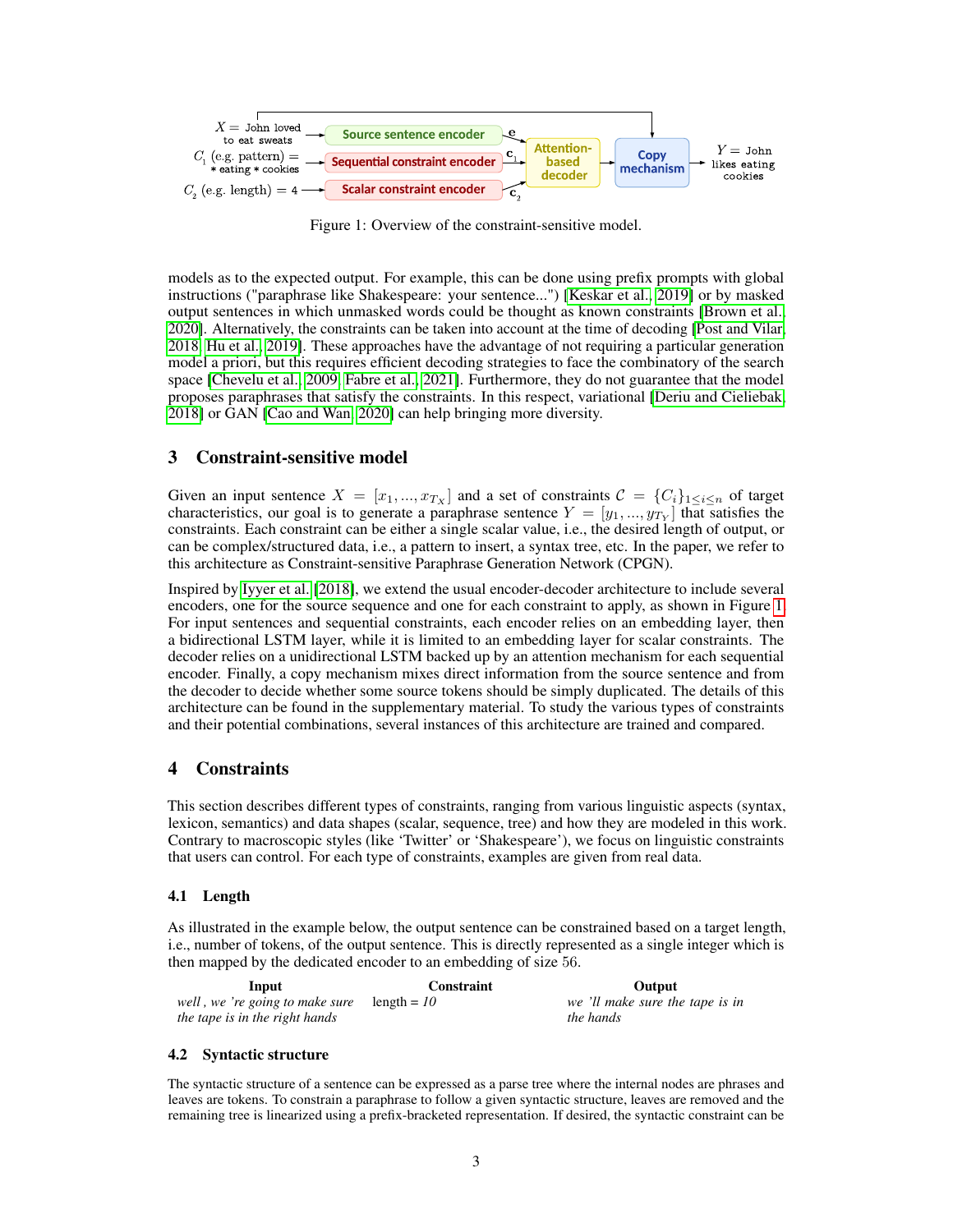Figure 1: Overview of the constraint-sensitive model.

models as to the expected output. For example, this can be done using prefix prompts with global instructions ("paraphrase like Shakespeare: your sentence...") [Keskar et al., 2019] or by masked output sentences in which unmasked words could be thought as known constraints [Brown et al., 2020]. Alternatively, the constraints can be taken into account at the time of decoding [Post and Vilar, 2018, Hu et al., 2019]. These approaches have the advantage of not requiring a particular generation model a priori, but this requires efficient decoding strategies to face the combinatory of the search space [Chevelu et al., 2009, Fabre et al., 2021]. Furthermore, they do not guarantee that the model proposes paraphrases that satisfy the constraints. In this respect, variational [Deriu and Cieliebak, 2018] or GAN [Cao and Wan, 2020] can help bringing more diversity.

## 3 Constraint-sensitive model

Given an input sentence $X = [x_1, ..., x_{T_X}]$ and a set of constraints $\mathcal{C} = \{C_i\}_{1 \leq i \leq n}$ of target characteristics, our goal is to generate a paraphrase sentence $Y = [y_1, ..., y_{T_Y}]$ that satisfies the constraints. Each constraint can be either a single scalar value, i.e., the desired length of output, or can be complex/structured data, i.e., a pattern to insert, a syntax tree, etc. In the paper, we refer to this architecture as Constraint-sensitive Paraphrase Generation Network (CPGN).

Inspired by Iyyer et al. [2018], we extend the usual encoder-decoder architecture to include several encoders, one for the source sequence and one for each constraint to apply, as shown in Figure 1. For input sentences and sequential constraints, each encoder relies on an embedding layer, then a bidirectional LSTM layer, while it is limited to an embedding layer for scalar constraints. The decoder relies on a unidirectional LSTM backed up by an attention mechanism for each sequential encoder. Finally, a copy mechanism mixes direct information from the source sentence and from the decoder to decide whether some source tokens should be simply duplicated. The details of this architecture can be found in the supplementary material. To study the various types of constraints and their potential combinations, several instances of this architecture are trained and compared.

## 4 Constraints

This section describes different types of constraints, ranging from various linguistic aspects (syntax, lexicon, semantics) and data shapes (scalar, sequence, tree) and how they are modeled in this work. Contrary to macroscopic styles (like 'Twitter' or 'Shakespeare'), we focus on linguistic constraints that users can control. For each type of constraints, examples are given from real data.

### 4.1 Length

As illustrated in the example below, the output sentence can be constrained based on a target length, i.e., number of tokens, of the output sentence. This is directly represented as a single integer which is then mapped by the dedicated encoder to an embedding of size 56.

| Input | Constraint | Output |
|---|---|---|
| *well , we 're going to make sure the tape is in the right hands* | length = *10* | *we 'll make sure the tape is in the hands* |

### 4.2 Syntactic structure

The syntactic structure of a sentence can be expressed as a parse tree where the internal nodes are phrases and leaves are tokens. To constrain a paraphrase to follow a given syntactic structure, leaves are removed and the remaining tree is linearized using a prefix-bracketed representation. If desired, the syntactic constraint can be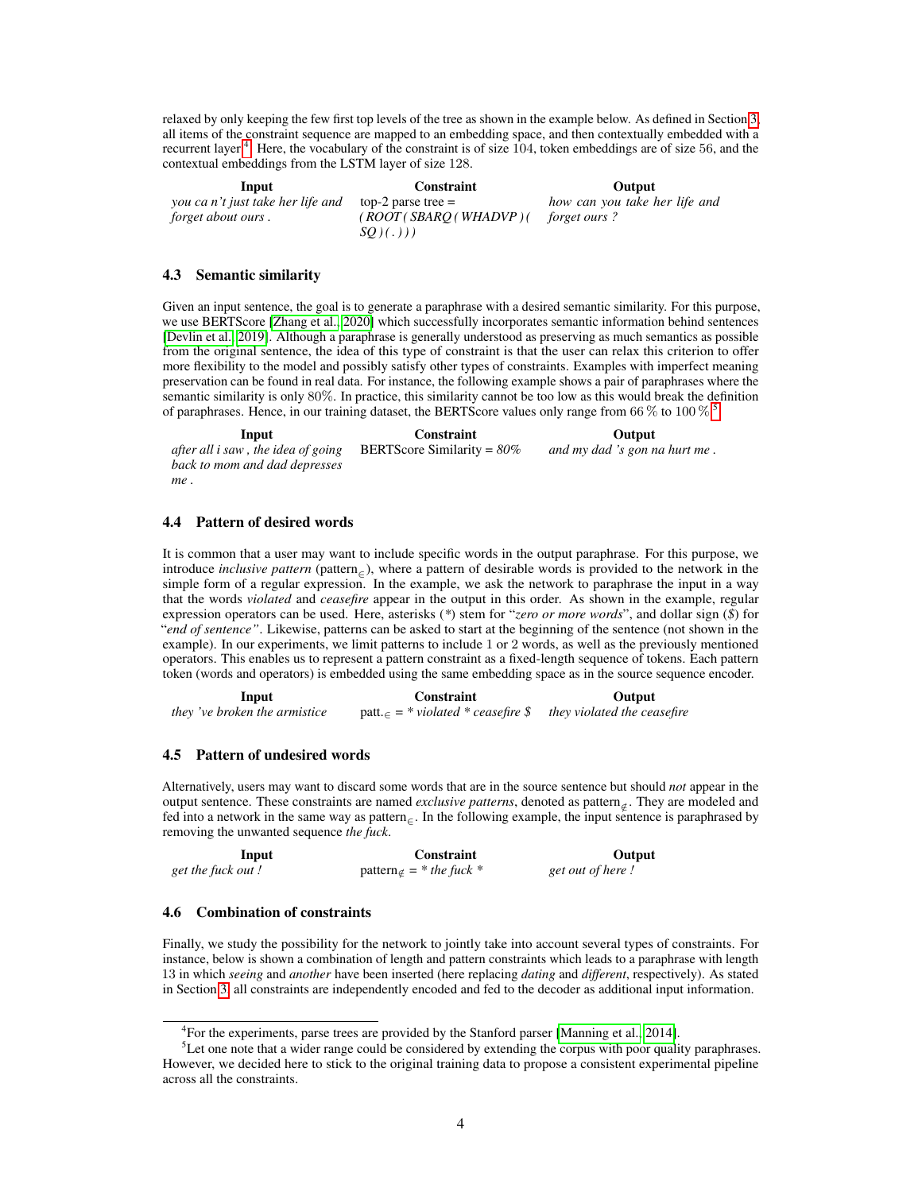relaxed by only keeping the few first top levels of the tree as shown in the example below. As defined in Section 3, all items of the constraint sequence are mapped to an embedding space, and then contextually embedded with a recurrent layer[4]. Here, the vocabulary of the constraint is of size 104, token embeddings are of size 56, and the contextual embeddings from the LSTM layer of size 128.

| Input | Constraint | Output |
|---|---|---|
| *you ca n't just take her life and forget about ours .* | top-2 parse tree = *( ROOT ( SBARQ ( WHADVP ) ( SQ ) ( . ) ) )* | *how can you take her life and forget ours ?* |

### 4.3 Semantic similarity

Given an input sentence, the goal is to generate a paraphrase with a desired semantic similarity. For this purpose, we use BERTScore [Zhang et al., 2020] which successfully incorporates semantic information behind sentences [Devlin et al., 2019]. Although a paraphrase is generally understood as preserving as much semantics as possible from the original sentence, the idea of this type of constraint is that the user can relax this criterion to offer more flexibility to the model and possibly satisfy other types of constraints. Examples with imperfect meaning preservation can be found in real data. For instance, the following example shows a pair of paraphrases where the semantic similarity is only 80%. In practice, this similarity cannot be too low as this would break the definition of paraphrases. Hence, in our training dataset, the BERTScore values only range from 66 % to 100 %[5].

| Input | Constraint | Output |
|---|---|---|
| *after all i saw , the idea of going back to mom and dad depresses me .* | BERTScore Similarity = *80%* | *and my dad 's gon na hurt me .* |

### 4.4 Pattern of desired words

It is common that a user may want to include specific words in the output paraphrase. For this purpose, we introduce *inclusive pattern* ($\text{pattern}_{\in}$), where a pattern of desirable words is provided to the network in the simple form of a regular expression. In the example, we ask the network to paraphrase the input in a way that the words *violated* and *ceasefire* appear in the output in this order. As shown in the example, regular expression operators can be used. Here, asterisks (*) stem for "*zero or more words*", and dollar sign ($) for "*end of sentence*". Likewise, patterns can be asked to start at the beginning of the sentence (not shown in the example). In our experiments, we limit patterns to include 1 or 2 words, as well as the previously mentioned operators. This enables us to represent a pattern constraint as a fixed-length sequence of tokens. Each pattern token (words and operators) is embedded using the same embedding space as in the source sequence encoder.

| Input | Constraint | Output |
|---|---|---|
| *they 've broken the armistice* | $\text{patt.}_{\in}$ = * *violated* * *ceasefire* $ | *they violated the ceasefire* |

### 4.5 Pattern of undesired words

Alternatively, users may want to discard some words that are in the source sentence but should *not* appear in the output sentence. These constraints are named *exclusive patterns*, denoted as $\text{pattern}_{\notin}$. They are modeled and fed into a network in the same way as $\text{pattern}_{\in}$. In the following example, the input sentence is paraphrased by removing the unwanted sequence *the fuck*.

| Input | Constraint | Output |
|---|---|---|
| *get the fuck out !* | $\text{pattern}_{\notin}$ = * *the fuck* * | *get out of here !* |

### 4.6 Combination of constraints

Finally, we study the possibility for the network to jointly take into account several types of constraints. For instance, below is shown a combination of length and pattern constraints which leads to a paraphrase with length 13 in which *seeing* and *another* have been inserted (here replacing *dating* and *different*, respectively). As stated in Section 3, all constraints are independently encoded and fed to the decoder as additional input information.

[4] For the experiments, parse trees are provided by the Stanford parser [Manning et al., 2014].

[5] Let one note that a wider range could be considered by extending the corpus with poor quality paraphrases. However, we decided here to stick to the original training data to propose a consistent experimental pipeline across all the constraints.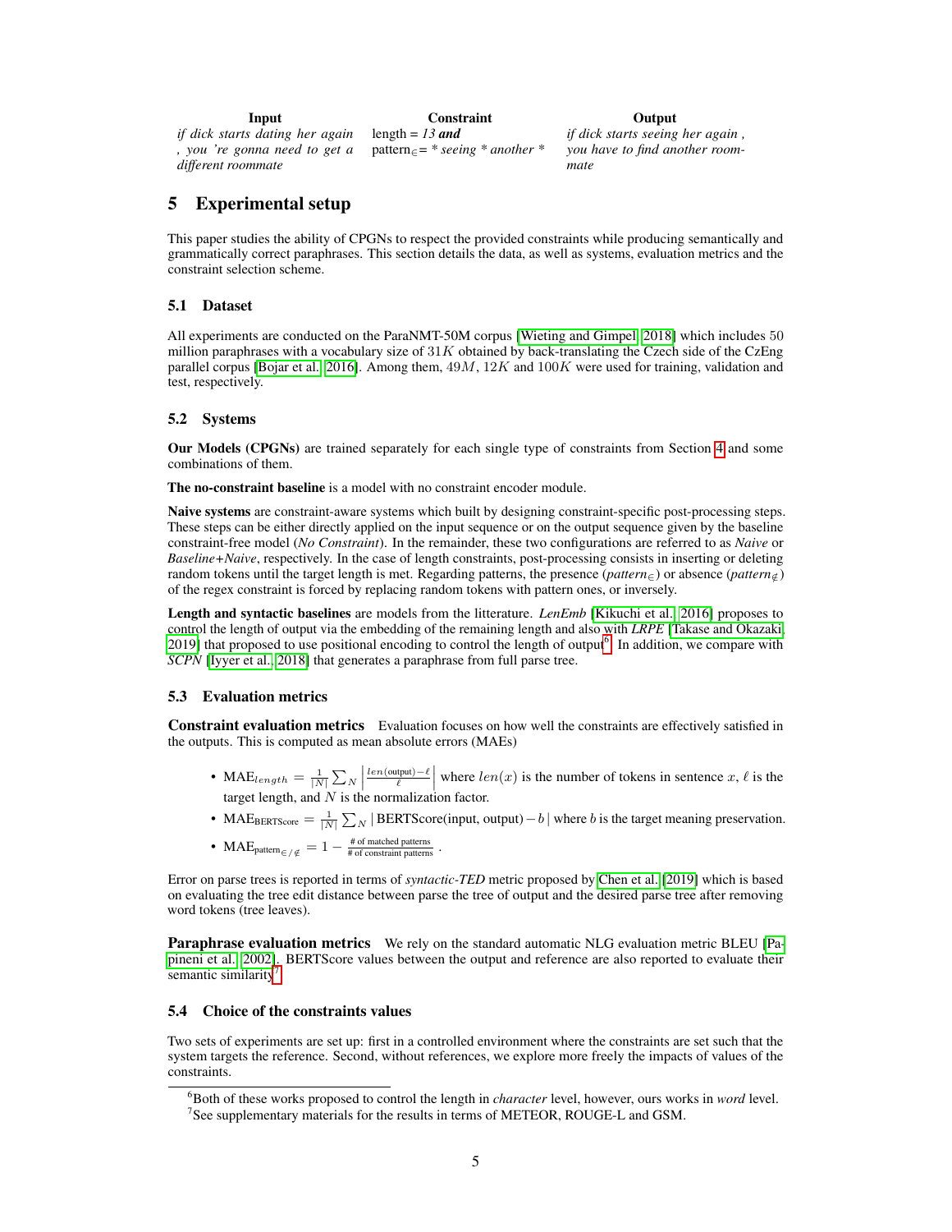| Input | Constraint | Output |
| --- | --- | --- |
| *if dick starts dating her again , you 're gonna need to get a different roommate* | length = *13* ***and*** pattern$_{\in}$= * *seeing* * *another* * | *if dick starts seeing her again , you have to find another roommate* |

## 5 Experimental setup

This paper studies the ability of CPGNs to respect the provided constraints while producing semantically and grammatically correct paraphrases. This section details the data, as well as systems, evaluation metrics and the constraint selection scheme.

### 5.1 Dataset

All experiments are conducted on the ParaNMT-50M corpus [Wieting and Gimpel, 2018] which includes 50 million paraphrases with a vocabulary size of $31K$ obtained by back-translating the Czech side of the CzEng parallel corpus [Bojar et al., 2016]. Among them, $49M$, $12K$ and $100K$ were used for training, validation and test, respectively.

### 5.2 Systems

**Our Models (CPGNs)** are trained separately for each single type of constraints from Section 4 and some combinations of them.

**The no-constraint baseline** is a model with no constraint encoder module.

**Naive systems** are constraint-aware systems which built by designing constraint-specific post-processing steps. These steps can be either directly applied on the input sequence or on the output sequence given by the baseline constraint-free model (*No Constraint*). In the remainder, these two configurations are referred to as *Naive* or *Baseline+Naive*, respectively. In the case of length constraints, post-processing consists in inserting or deleting random tokens until the target length is met. Regarding patterns, the presence (*pattern*$_{\in}$) or absence (*pattern*$_{\notin}$) of the regex constraint is forced by replacing random tokens with pattern ones, or inversely.

**Length and syntactic baselines** are models from the litterature. *LenEmb* [Kikuchi et al., 2016] proposes to control the length of output via the embedding of the remaining length and also with *LRPE* [Takase and Okazaki, 2019] that proposed to use positional encoding to control the length of output[6]. In addition, we compare with *SCPN* [Iyyer et al., 2018] that generates a paraphrase from full parse tree.

### 5.3 Evaluation metrics

**Constraint evaluation metrics** Evaluation focuses on how well the constraints are effectively satisfied in the outputs. This is computed as mean absolute errors (MAEs)

- $\text{MAE}_{length} = \frac{1}{|N|}\sum_N \left|\frac{len(\text{output})-\ell}{\ell}\right|$ where $len(x)$ is the number of tokens in sentence $x$, $\ell$ is the target length, and $N$ is the normalization factor.
- $\text{MAE}_{\text{BERTScore}} = \frac{1}{|N|}\sum_N |\,\text{BERTScore}(\text{input}, \text{output}) - b\,|$ where $b$ is the target meaning preservation.
- $\text{MAE}_{\text{pattern}_{\in/\notin}} = 1 - \frac{\text{\# of matched patterns}}{\text{\# of constraint patterns}}$ .

Error on parse trees is reported in terms of *syntactic-TED* metric proposed by Chen et al. [2019] which is based on evaluating the tree edit distance between parse the tree of output and the desired parse tree after removing word tokens (tree leaves).

**Paraphrase evaluation metrics** We rely on the standard automatic NLG evaluation metric BLEU [Papineni et al., 2002]. BERTScore values between the output and reference are also reported to evaluate their semantic similarity[7].

### 5.4 Choice of the constraints values

Two sets of experiments are set up: first in a controlled environment where the constraints are set such that the system targets the reference. Second, without references, we explore more freely the impacts of values of the constraints.

[6] Both of these works proposed to control the length in *character* level, however, ours works in *word* level.

[7] See supplementary materials for the results in terms of METEOR, ROUGE-L and GSM.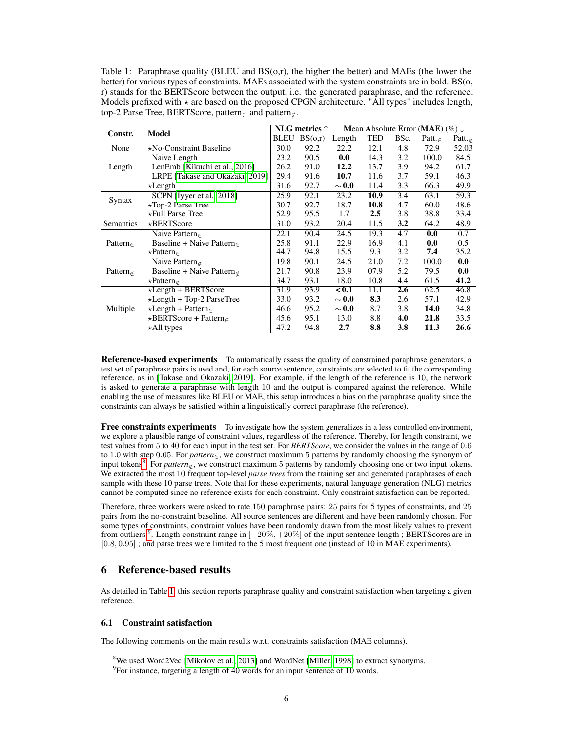Table 1: Paraphrase quality (BLEU and BS(o,r), the higher the better) and MAEs (the lower the better) for various types of constraints. MAEs associated with the system constraints are in bold. BS(o, r) stands for the BERTScore between the output, i.e. the generated paraphrase, and the reference. Models prefixed with ⋆ are based on the proposed CPGN architecture. "All types" includes length, top-2 Parse Tree, BERTScore, pattern$_{\in}$ and pattern$_{\notin}$.

| Constr. | Model | NLG metrics ↑ | | Mean Absolute Error (MAE) (%) ↓ | | | | |
|---|---|---|---|---|---|---|---|---|
| | | BLEU | BS(o,r) | Length | TED | BSc. | Patt.$_{\in}$ | Patt.$_{\notin}$ |
| None | ⋆No-Constraint Baseline | 30.0 | 92.2 | 22.2 | 12.1 | 4.8 | 72.9 | 52.03 |
| Length | Naive Length | 23.2 | 90.5 | **0.0** | 14.3 | 3.2 | 100.0 | 84.5 |
| | LenEmb [Kikuchi et al., 2016] | 26.2 | 91.0 | **12.2** | 13.7 | 3.9 | 94.2 | 61.7 |
| | LRPE [Takase and Okazaki, 2019] | 29.4 | 91.6 | **10.7** | 11.6 | 3.7 | 59.1 | 46.3 |
| | ⋆Length | 31.6 | 92.7 | **∼0.0** | 11.4 | 3.3 | 66.3 | 49.9 |
| Syntax | SCPN [Iyyer et al., 2018] | 25.9 | 92.1 | 23.2 | **10.9** | 3.4 | 63.1 | 59.3 |
| | ⋆Top-2 Parse Tree | 30.7 | 92.7 | 18.7 | **10.8** | 4.7 | 60.0 | 48.6 |
| | ⋆Full Parse Tree | 52.9 | 95.5 | 1.7 | **2.5** | 3.8 | 38.8 | 33.4 |
| Semantics | ⋆BERTScore | 31.0 | 93.2 | 20.4 | 11.5 | **3.2** | 64.2 | 48.9 |
| Pattern$_{\in}$ | Naive Pattern$_{\in}$ | 22.1 | 90.4 | 24.5 | 19.3 | 4.7 | **0.0** | 0.7 |
| | Baseline + Naive Pattern$_{\in}$ | 25.8 | 91.1 | 22.9 | 16.9 | 4.1 | **0.0** | 0.5 |
| | ⋆Pattern$_{\in}$ | 44.7 | 94.8 | 15.5 | 9.3 | 3.2 | **7.4** | 35.2 |
| Pattern$_{\notin}$ | Naive Pattern$_{\notin}$ | 19.8 | 90.1 | 24.5 | 21.0 | 7.2 | 100.0 | **0.0** |
| | Baseline + Naive Pattern$_{\notin}$ | 21.7 | 90.8 | 23.9 | 07.9 | 5.2 | 79.5 | **0.0** |
| | ⋆Pattern$_{\notin}$ | 34.7 | 93.1 | 18.0 | 10.8 | 4.4 | 61.5 | **41.2** |
| Multiple | ⋆Length + BERTScore | 31.9 | 93.9 | **<0.1** | 11.1 | **2.6** | 62.5 | 46.8 |
| | ⋆Length + Top-2 ParseTree | 33.0 | 93.2 | **∼0.0** | **8.3** | 2.6 | 57.1 | 42.9 |
| | ⋆Length + Pattern$_{\in}$ | 46.6 | 95.2 | **∼0.0** | 8.7 | 3.8 | **14.0** | 34.8 |
| | ⋆BERTScore + Pattern$_{\in}$ | 45.6 | 95.1 | 13.0 | 8.8 | **4.0** | **21.8** | 33.5 |
| | ⋆All types | 47.2 | 94.8 | **2.7** | **8.8** | **3.8** | **11.3** | **26.6** |

**Reference-based experiments** To automatically assess the quality of constrained paraphrase generators, a test set of paraphrase pairs is used and, for each source sentence, constraints are selected to fit the corresponding reference, as in [Takase and Okazaki, 2019]. For example, if the length of the reference is 10, the network is asked to generate a paraphrase with length 10 and the output is compared against the reference. While enabling the use of measures like BLEU or MAE, this setup introduces a bias on the paraphrase quality since the constraints can always be satisfied within a linguistically correct paraphrase (the reference).

**Free constraints experiments** To investigate how the system generalizes in a less controlled environment, we explore a plausible range of constraint values, regardless of the reference. Thereby, for length constraint, we test values from 5 to 40 for each input in the test set. For *BERTScore*, we consider the values in the range of 0.6 to 1.0 with step 0.05. For *pattern*$_{\in}$, we construct maximum 5 patterns by randomly choosing the synonym of input tokens[8]. For *pattern*$_{\notin}$, we construct maximum 5 patterns by randomly choosing one or two input tokens. We extracted the most 10 frequent top-level *parse trees* from the training set and generated paraphrases of each sample with these 10 parse trees. Note that for these experiments, natural language generation (NLG) metrics cannot be computed since no reference exists for each constraint. Only constraint satisfaction can be reported.

Therefore, three workers were asked to rate 150 paraphrase pairs: 25 pairs for 5 types of constraints, and 25 pairs from the no-constraint baseline. All source sentences are different and have been randomly chosen. For some types of constraints, constraint values have been randomly drawn from the most likely values to prevent from outliers[9]. Length constraint range in $[-20\%, +20\%]$ of the input sentence length ; BERTScores are in $[0.8, 0.95]$ ; and parse trees were limited to the 5 most frequent one (instead of 10 in MAE experiments).

## 6 Reference-based results

As detailed in Table 1, this section reports paraphrase quality and constraint satisfaction when targeting a given reference.

### 6.1 Constraint satisfaction

The following comments on the main results w.r.t. constraints satisfaction (MAE columns).

[8] We used Word2Vec [Mikolov et al., 2013] and WordNet [Miller, 1998] to extract synonyms.

[9] For instance, targeting a length of 40 words for an input sentence of 10 words.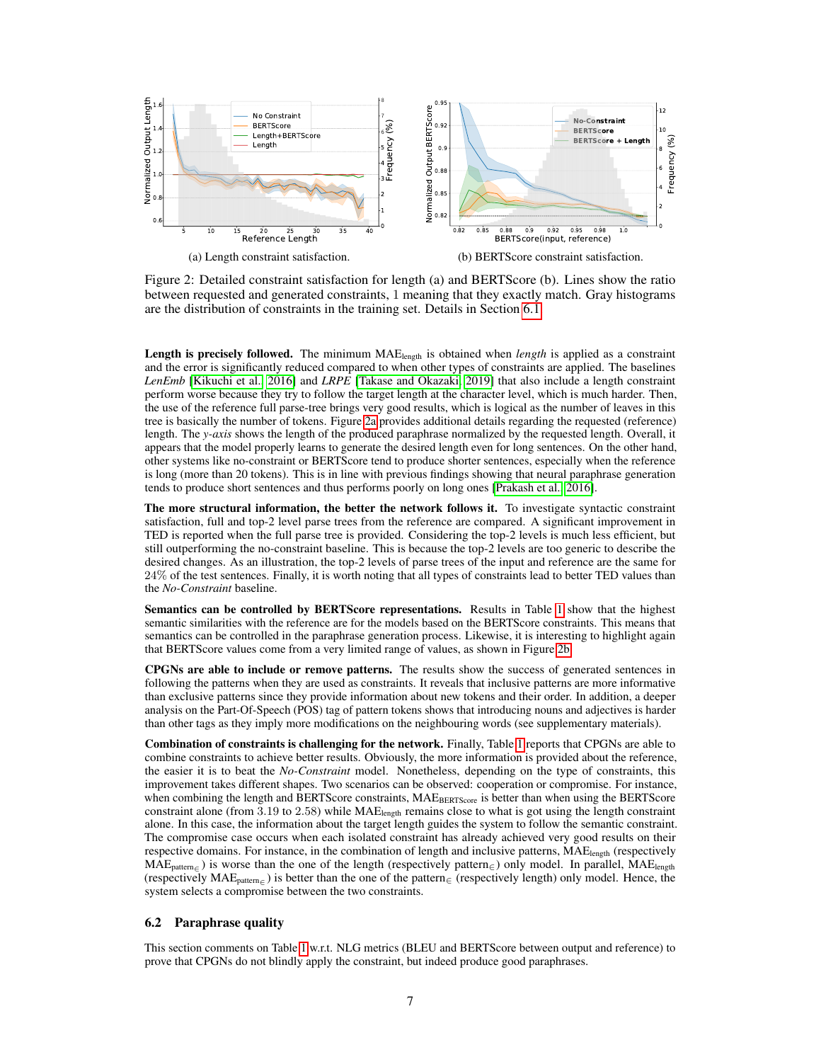(a) Length constraint satisfaction.

(b) BERTScore constraint satisfaction.

Figure 2: Detailed constraint satisfaction for length (a) and BERTScore (b). Lines show the ratio between requested and generated constraints, 1 meaning that they exactly match. Gray histograms are the distribution of constraints in the training set. Details in Section 6.1

**Length is precisely followed.** The minimum $\text{MAE}_{\text{length}}$ is obtained when *length* is applied as a constraint and the error is significantly reduced compared to when other types of constraints are applied. The baselines *LenEmb* [Kikuchi et al., 2016] and *LRPE* [Takase and Okazaki, 2019] that also include a length constraint perform worse because they try to follow the target length at the character level, which is much harder. Then, the use of the reference full parse-tree brings very good results, which is logical as the number of leaves in this tree is basically the number of tokens. Figure 2a provides additional details regarding the requested (reference) length. The *y-axis* shows the length of the produced paraphrase normalized by the requested length. Overall, it appears that the model properly learns to generate the desired length even for long sentences. On the other hand, other systems like no-constraint or BERTScore tend to produce shorter sentences, especially when the reference is long (more than 20 tokens). This is in line with previous findings showing that neural paraphrase generation tends to produce short sentences and thus performs poorly on long ones [Prakash et al., 2016].

**The more structural information, the better the network follows it.** To investigate syntactic constraint satisfaction, full and top-2 level parse trees from the reference are compared. A significant improvement in TED is reported when the full parse tree is provided. Considering the top-2 levels is much less efficient, but still outperforming the no-constraint baseline. This is because the top-2 levels are too generic to describe the desired changes. As an illustration, the top-2 levels of parse trees of the input and reference are the same for $24\%$ of the test sentences. Finally, it is worth noting that all types of constraints lead to better TED values than the *No-Constraint* baseline.

**Semantics can be controlled by BERTScore representations.** Results in Table 1 show that the highest semantic similarities with the reference are for the models based on the BERTScore constraints. This means that semantics can be controlled in the paraphrase generation process. Likewise, it is interesting to highlight again that BERTScore values come from a very limited range of values, as shown in Figure 2b.

**CPGNs are able to include or remove patterns.** The results show the success of generated sentences in following the patterns when they are used as constraints. It reveals that inclusive patterns are more informative than exclusive patterns since they provide information about new tokens and their order. In addition, a deeper analysis on the Part-Of-Speech (POS) tag of pattern tokens shows that introducing nouns and adjectives is harder than other tags as they imply more modifications on the neighbouring words (see supplementary materials).

**Combination of constraints is challenging for the network.** Finally, Table 1 reports that CPGNs are able to combine constraints to achieve better results. Obviously, the more information is provided about the reference, the easier it is to beat the *No-Constraint* model. Nonetheless, depending on the type of constraints, this improvement takes different shapes. Two scenarios can be observed: cooperation or compromise. For instance, when combining the length and BERTScore constraints, $\text{MAE}_{\text{BERTScore}}$ is better than when using the BERTScore constraint alone (from $3.19$ to $2.58$) while $\text{MAE}_{\text{length}}$ remains close to what is got using the length constraint alone. In this case, the information about the target length guides the system to follow the semantic constraint. The compromise case occurs when each isolated constraint has already achieved very good results on their respective domains. For instance, in the combination of length and inclusive patterns, $\text{MAE}_{\text{length}}$ (respectively $\text{MAE}_{\text{pattern}_\in}$) is worse than the one of the length (respectively $\text{pattern}_\in$) only model. In parallel, $\text{MAE}_{\text{length}}$ (respectively $\text{MAE}_{\text{pattern}_\in}$) is better than the one of the $\text{pattern}_\in$ (respectively length) only model. Hence, the system selects a compromise between the two constraints.

## 6.2 Paraphrase quality

This section comments on Table 1 w.r.t. NLG metrics (BLEU and BERTScore between output and reference) to prove that CPGNs do not blindly apply the constraint, but indeed produce good paraphrases.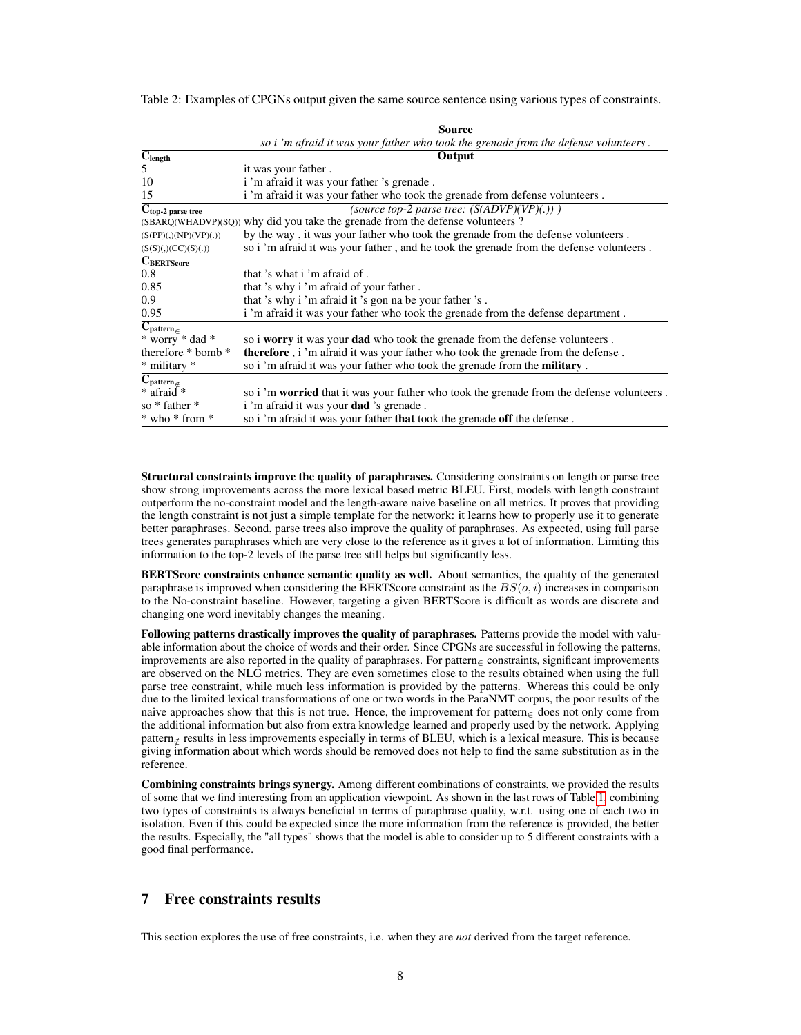Table 2: Examples of CPGNs output given the same source sentence using various types of constraints.

| | **Source** |
|---|---|
| | *so i 'm afraid it was your father who took the grenade from the defense volunteers .* |
| $\mathbf{C_{length}}$ | **Output** |
| 5 | it was your father . |
| 10 | i 'm afraid it was your father 's grenade . |
| 15 | i 'm afraid it was your father who took the grenade from defense volunteers . |
| $\mathbf{C_{top\text{-}2\ parse\ tree}}$ | *(source top-2 parse tree: (S(ADVP)(VP)(.)) )* |
| (SBARQ(WHADVP)(SQ)) | why did you take the grenade from the defense volunteers ? |
| (S(PP)(,)(NP)(VP)(.)) | by the way , it was your father who took the grenade from the defense volunteers . |
| (S(S)(,)(CC)(S)(.)) | so i 'm afraid it was your father , and he took the grenade from the defense volunteers . |
| $\mathbf{C_{BERTScore}}$ | |
| 0.8 | that 's what i 'm afraid of . |
| 0.85 | that 's why i 'm afraid of your father . |
| 0.9 | that 's why i 'm afraid it 's gon na be your father 's . |
| 0.95 | i 'm afraid it was your father who took the grenade from the defense department . |
| $\mathbf{C_{pattern_{\in}}}$ | |
| * worry * dad * | so i **worry** it was your **dad** who took the grenade from the defense volunteers . |
| therefore * bomb * | **therefore** , i 'm afraid it was your father who took the grenade from the defense . |
| * military * | so i 'm afraid it was your father who took the grenade from the **military** . |
| $\mathbf{C_{pattern_{\notin}}}$ | |
| * afraid * | so i 'm **worried** that it was your father who took the grenade from the defense volunteers . |
| so * father * | i 'm afraid it was your **dad** 's grenade . |
| * who * from * | so i 'm afraid it was your father **that** took the grenade **off** the defense . |

**Structural constraints improve the quality of paraphrases.** Considering constraints on length or parse tree show strong improvements across the more lexical based metric BLEU. First, models with length constraint outperform the no-constraint model and the length-aware naive baseline on all metrics. It proves that providing the length constraint is not just a simple template for the network: it learns how to properly use it to generate better paraphrases. Second, parse trees also improve the quality of paraphrases. As expected, using full parse trees generates paraphrases which are very close to the reference as it gives a lot of information. Limiting this information to the top-2 levels of the parse tree still helps but significantly less.

**BERTScore constraints enhance semantic quality as well.** About semantics, the quality of the generated paraphrase is improved when considering the BERTScore constraint as the $BS(o, i)$ increases in comparison to the No-constraint baseline. However, targeting a given BERTScore is difficult as words are discrete and changing one word inevitably changes the meaning.

**Following patterns drastically improves the quality of paraphrases.** Patterns provide the model with valuable information about the choice of words and their order. Since CPGNs are successful in following the patterns, improvements are also reported in the quality of paraphrases. For pattern$_{\in}$ constraints, significant improvements are observed on the NLG metrics. They are even sometimes close to the results obtained when using the full parse tree constraint, while much less information is provided by the patterns. Whereas this could be only due to the limited lexical transformations of one or two words in the ParaNMT corpus, the poor results of the naive approaches show that this is not true. Hence, the improvement for pattern$_{\in}$ does not only come from the additional information but also from extra knowledge learned and properly used by the network. Applying pattern$_{\notin}$ results in less improvements especially in terms of BLEU, which is a lexical measure. This is because giving information about which words should be removed does not help to find the same substitution as in the reference.

**Combining constraints brings synergy.** Among different combinations of constraints, we provided the results of some that we find interesting from an application viewpoint. As shown in the last rows of Table 1, combining two types of constraints is always beneficial in terms of paraphrase quality, w.r.t. using one of each two in isolation. Even if this could be expected since the more information from the reference is provided, the better the results. Especially, the "all types" shows that the model is able to consider up to 5 different constraints with a good final performance.

## 7 Free constraints results

This section explores the use of free constraints, i.e. when they are *not* derived from the target reference.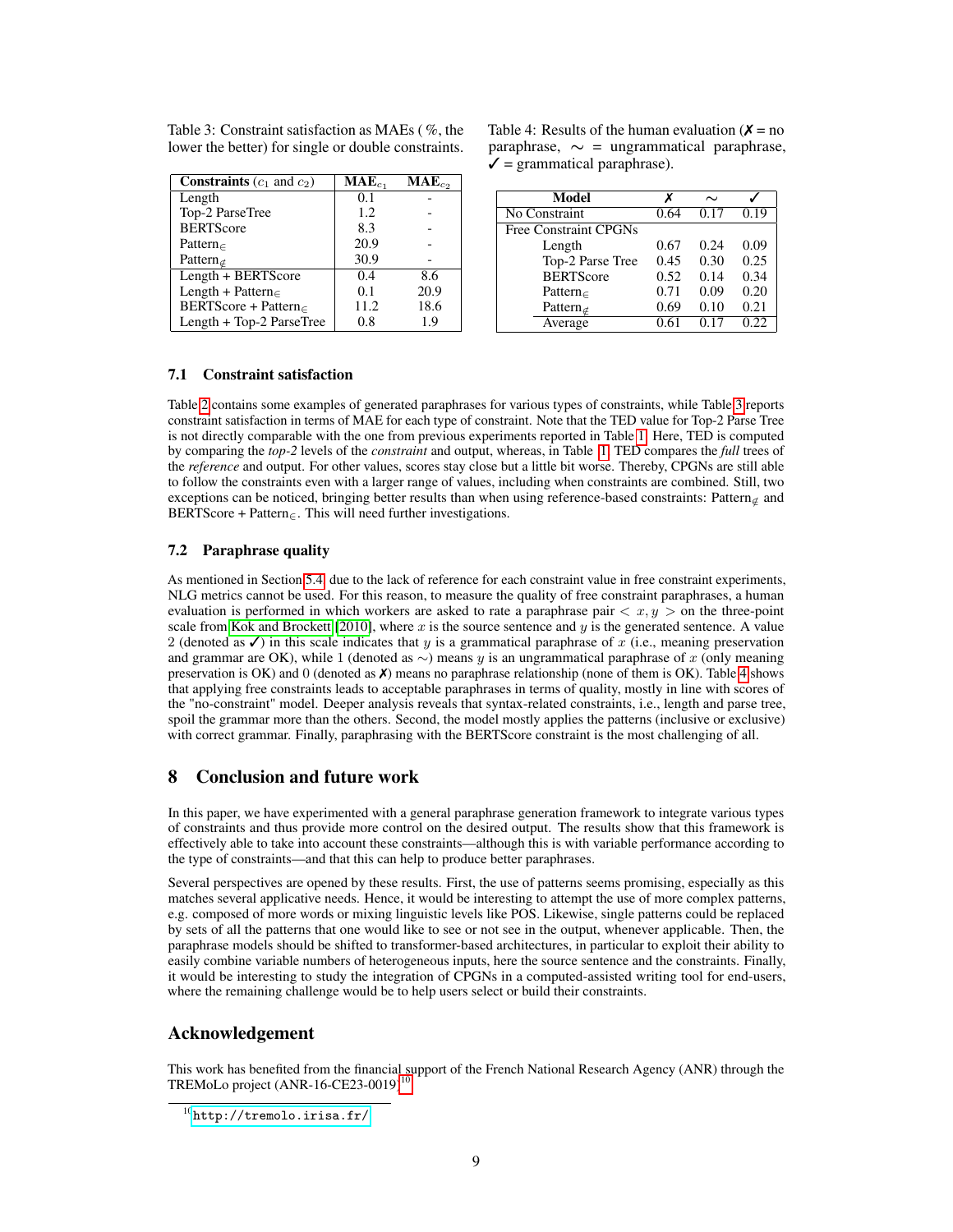Table 3: Constraint satisfaction as MAEs (%, the lower the better) for single or double constraints.

| Constraints ($c_1$ and $c_2$) | MAE$_{c_1}$ | MAE$_{c_2}$ |
|---|---|---|
| Length | 0.1 | - |
| Top-2 ParseTree | 1.2 | - |
| BERTScore | 8.3 | - |
| Pattern$_\in$ | 20.9 | - |
| Pattern$_\notin$ | 30.9 | - |
| Length + BERTScore | 0.4 | 8.6 |
| Length + Pattern$_\in$ | 0.1 | 20.9 |
| BERTScore + Pattern$_\in$ | 11.2 | 18.6 |
| Length + Top-2 ParseTree | 0.8 | 1.9 |

Table 4: Results of the human evaluation (✗ = no paraphrase, $\sim$ = ungrammatical paraphrase, ✓ = grammatical paraphrase).

| Model | ✗ | $\sim$ | ✓ |
|---|---|---|---|
| No Constraint | 0.64 | 0.17 | 0.19 |
| Free Constraint CPGNs | | | |
| Length | 0.67 | 0.24 | 0.09 |
| Top-2 Parse Tree | 0.45 | 0.30 | 0.25 |
| BERTScore | 0.52 | 0.14 | 0.34 |
| Pattern$_\in$ | 0.71 | 0.09 | 0.20 |
| Pattern$_\notin$ | 0.69 | 0.10 | 0.21 |
| Average | 0.61 | 0.17 | 0.22 |

### 7.1 Constraint satisfaction

Table 2 contains some examples of generated paraphrases for various types of constraints, while Table 3 reports constraint satisfaction in terms of MAE for each type of constraint. Note that the TED value for Top-2 Parse Tree is not directly comparable with the one from previous experiments reported in Table 1. Here, TED is computed by comparing the *top-2* levels of the *constraint* and output, whereas, in Table 1, TED compares the *full* trees of the *reference* and output. For other values, scores stay close but a little bit worse. Thereby, CPGNs are still able to follow the constraints even with a larger range of values, including when constraints are combined. Still, two exceptions can be noticed, bringing better results than when using reference-based constraints: Pattern$_\notin$ and BERTScore + Pattern$_\in$. This will need further investigations.

### 7.2 Paraphrase quality

As mentioned in Section 5.4, due to the lack of reference for each constraint value in free constraint experiments, NLG metrics cannot be used. For this reason, to measure the quality of free constraint paraphrases, a human evaluation is performed in which workers are asked to rate a paraphrase pair $< x, y >$ on the three-point scale from Kok and Brockett [2010], where $x$ is the source sentence and $y$ is the generated sentence. A value 2 (denoted as ✓) in this scale indicates that $y$ is a grammatical paraphrase of $x$ (i.e., meaning preservation and grammar are OK), while 1 (denoted as $\sim$) means $y$ is an ungrammatical paraphrase of $x$ (only meaning preservation is OK) and 0 (denoted as ✗) means no paraphrase relationship (none of them is OK). Table 4 shows that applying free constraints leads to acceptable paraphrases in terms of quality, mostly in line with scores of the "no-constraint" model. Deeper analysis reveals that syntax-related constraints, i.e., length and parse tree, spoil the grammar more than the others. Second, the model mostly applies the patterns (inclusive or exclusive) with correct grammar. Finally, paraphrasing with the BERTScore constraint is the most challenging of all.

## 8 Conclusion and future work

In this paper, we have experimented with a general paraphrase generation framework to integrate various types of constraints and thus provide more control on the desired output. The results show that this framework is effectively able to take into account these constraints—although this is with variable performance according to the type of constraints—and that this can help to produce better paraphrases.

Several perspectives are opened by these results. First, the use of patterns seems promising, especially as this matches several applicative needs. Hence, it would be interesting to attempt the use of more complex patterns, e.g. composed of more words or mixing linguistic levels like POS. Likewise, single patterns could be replaced by sets of all the patterns that one would like to see or not see in the output, whenever applicable. Then, the paraphrase models should be shifted to transformer-based architectures, in particular to exploit their ability to easily combine variable numbers of heterogeneous inputs, here the source sentence and the constraints. Finally, it would be interesting to study the integration of CPGNs in a computed-assisted writing tool for end-users, where the remaining challenge would be to help users select or build their constraints.

## Acknowledgement

This work has benefited from the financial support of the French National Research Agency (ANR) through the TREMoLo project (ANR-16-CE23-0019)[10].

[10] http://tremolo.irisa.fr/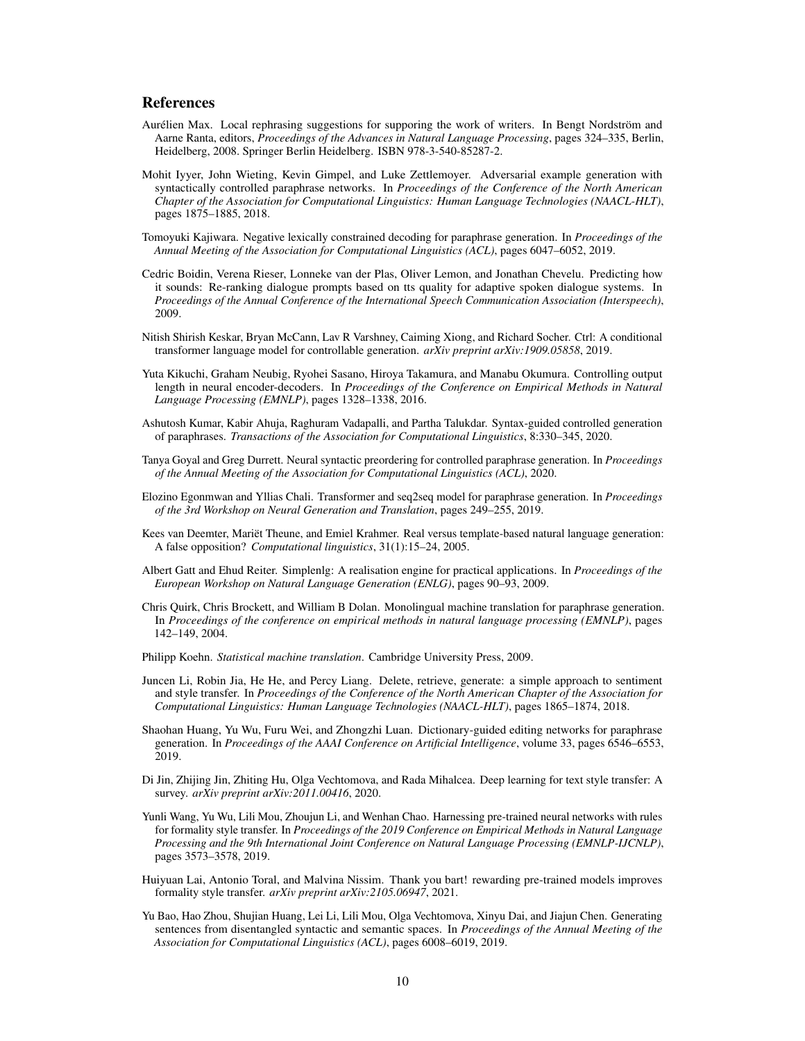# References

Aurélien Max. Local rephrasing suggestions for supporing the work of writers. In Bengt Nordström and Aarne Ranta, editors, *Proceedings of the Advances in Natural Language Processing*, pages 324–335, Berlin, Heidelberg, 2008. Springer Berlin Heidelberg. ISBN 978-3-540-85287-2.

Mohit Iyyer, John Wieting, Kevin Gimpel, and Luke Zettlemoyer. Adversarial example generation with syntactically controlled paraphrase networks. In *Proceedings of the Conference of the North American Chapter of the Association for Computational Linguistics: Human Language Technologies (NAACL-HLT)*, pages 1875–1885, 2018.

Tomoyuki Kajiwara. Negative lexically constrained decoding for paraphrase generation. In *Proceedings of the Annual Meeting of the Association for Computational Linguistics (ACL)*, pages 6047–6052, 2019.

Cedric Boidin, Verena Rieser, Lonneke van der Plas, Oliver Lemon, and Jonathan Chevelu. Predicting how it sounds: Re-ranking dialogue prompts based on tts quality for adaptive spoken dialogue systems. In *Proceedings of the Annual Conference of the International Speech Communication Association (Interspeech)*, 2009.

Nitish Shirish Keskar, Bryan McCann, Lav R Varshney, Caiming Xiong, and Richard Socher. Ctrl: A conditional transformer language model for controllable generation. *arXiv preprint arXiv:1909.05858*, 2019.

Yuta Kikuchi, Graham Neubig, Ryohei Sasano, Hiroya Takamura, and Manabu Okumura. Controlling output length in neural encoder-decoders. In *Proceedings of the Conference on Empirical Methods in Natural Language Processing (EMNLP)*, pages 1328–1338, 2016.

Ashutosh Kumar, Kabir Ahuja, Raghuram Vadapalli, and Partha Talukdar. Syntax-guided controlled generation of paraphrases. *Transactions of the Association for Computational Linguistics*, 8:330–345, 2020.

Tanya Goyal and Greg Durrett. Neural syntactic preordering for controlled paraphrase generation. In *Proceedings of the Annual Meeting of the Association for Computational Linguistics (ACL)*, 2020.

Elozino Egonmwan and Yllias Chali. Transformer and seq2seq model for paraphrase generation. In *Proceedings of the 3rd Workshop on Neural Generation and Translation*, pages 249–255, 2019.

Kees van Deemter, Mariët Theune, and Emiel Krahmer. Real versus template-based natural language generation: A false opposition? *Computational linguistics*, 31(1):15–24, 2005.

Albert Gatt and Ehud Reiter. Simplenlg: A realisation engine for practical applications. In *Proceedings of the European Workshop on Natural Language Generation (ENLG)*, pages 90–93, 2009.

Chris Quirk, Chris Brockett, and William B Dolan. Monolingual machine translation for paraphrase generation. In *Proceedings of the conference on empirical methods in natural language processing (EMNLP)*, pages 142–149, 2004.

Philipp Koehn. *Statistical machine translation*. Cambridge University Press, 2009.

Juncen Li, Robin Jia, He He, and Percy Liang. Delete, retrieve, generate: a simple approach to sentiment and style transfer. In *Proceedings of the Conference of the North American Chapter of the Association for Computational Linguistics: Human Language Technologies (NAACL-HLT)*, pages 1865–1874, 2018.

Shaohan Huang, Yu Wu, Furu Wei, and Zhongzhi Luan. Dictionary-guided editing networks for paraphrase generation. In *Proceedings of the AAAI Conference on Artificial Intelligence*, volume 33, pages 6546–6553, 2019.

Di Jin, Zhijing Jin, Zhiting Hu, Olga Vechtomova, and Rada Mihalcea. Deep learning for text style transfer: A survey. *arXiv preprint arXiv:2011.00416*, 2020.

Yunli Wang, Yu Wu, Lili Mou, Zhoujun Li, and Wenhan Chao. Harnessing pre-trained neural networks with rules for formality style transfer. In *Proceedings of the 2019 Conference on Empirical Methods in Natural Language Processing and the 9th International Joint Conference on Natural Language Processing (EMNLP-IJCNLP)*, pages 3573–3578, 2019.

Huiyuan Lai, Antonio Toral, and Malvina Nissim. Thank you bart! rewarding pre-trained models improves formality style transfer. *arXiv preprint arXiv:2105.06947*, 2021.

Yu Bao, Hao Zhou, Shujian Huang, Lei Li, Lili Mou, Olga Vechtomova, Xinyu Dai, and Jiajun Chen. Generating sentences from disentangled syntactic and semantic spaces. In *Proceedings of the Annual Meeting of the Association for Computational Linguistics (ACL)*, pages 6008–6019, 2019.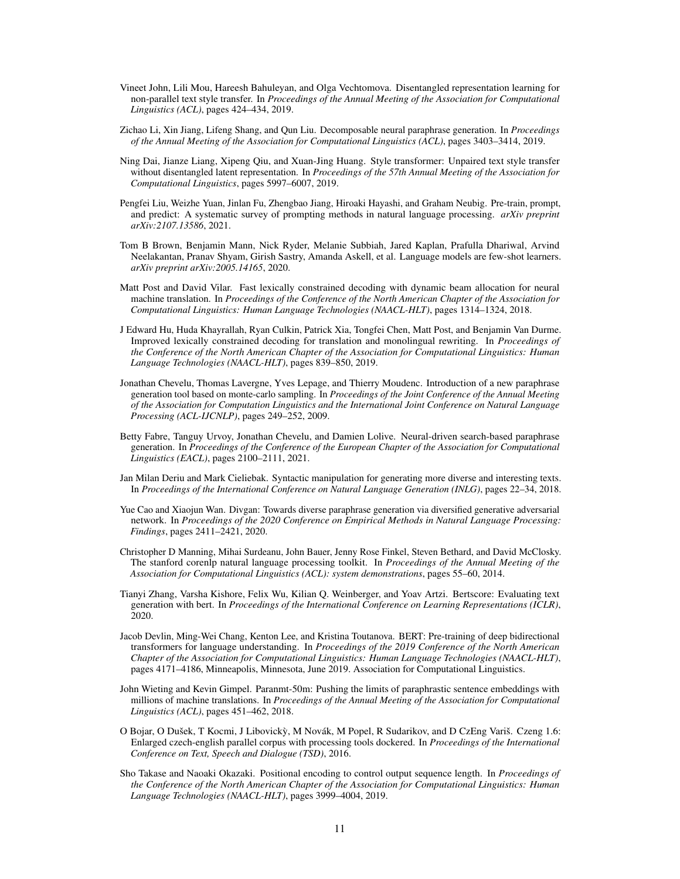Vineet John, Lili Mou, Hareesh Bahuleyan, and Olga Vechtomova. Disentangled representation learning for non-parallel text style transfer. In *Proceedings of the Annual Meeting of the Association for Computational Linguistics (ACL)*, pages 424–434, 2019.

Zichao Li, Xin Jiang, Lifeng Shang, and Qun Liu. Decomposable neural paraphrase generation. In *Proceedings of the Annual Meeting of the Association for Computational Linguistics (ACL)*, pages 3403–3414, 2019.

Ning Dai, Jianze Liang, Xipeng Qiu, and Xuan-Jing Huang. Style transformer: Unpaired text style transfer without disentangled latent representation. In *Proceedings of the 57th Annual Meeting of the Association for Computational Linguistics*, pages 5997–6007, 2019.

Pengfei Liu, Weizhe Yuan, Jinlan Fu, Zhengbao Jiang, Hiroaki Hayashi, and Graham Neubig. Pre-train, prompt, and predict: A systematic survey of prompting methods in natural language processing. *arXiv preprint arXiv:2107.13586*, 2021.

Tom B Brown, Benjamin Mann, Nick Ryder, Melanie Subbiah, Jared Kaplan, Prafulla Dhariwal, Arvind Neelakantan, Pranav Shyam, Girish Sastry, Amanda Askell, et al. Language models are few-shot learners. *arXiv preprint arXiv:2005.14165*, 2020.

Matt Post and David Vilar. Fast lexically constrained decoding with dynamic beam allocation for neural machine translation. In *Proceedings of the Conference of the North American Chapter of the Association for Computational Linguistics: Human Language Technologies (NAACL-HLT)*, pages 1314–1324, 2018.

J Edward Hu, Huda Khayrallah, Ryan Culkin, Patrick Xia, Tongfei Chen, Matt Post, and Benjamin Van Durme. Improved lexically constrained decoding for translation and monolingual rewriting. In *Proceedings of the Conference of the North American Chapter of the Association for Computational Linguistics: Human Language Technologies (NAACL-HLT)*, pages 839–850, 2019.

Jonathan Chevelu, Thomas Lavergne, Yves Lepage, and Thierry Moudenc. Introduction of a new paraphrase generation tool based on monte-carlo sampling. In *Proceedings of the Joint Conference of the Annual Meeting of the Association for Computation Linguistics and the International Joint Conference on Natural Language Processing (ACL-IJCNLP)*, pages 249–252, 2009.

Betty Fabre, Tanguy Urvoy, Jonathan Chevelu, and Damien Lolive. Neural-driven search-based paraphrase generation. In *Proceedings of the Conference of the European Chapter of the Association for Computational Linguistics (EACL)*, pages 2100–2111, 2021.

Jan Milan Deriu and Mark Cieliebak. Syntactic manipulation for generating more diverse and interesting texts. In *Proceedings of the International Conference on Natural Language Generation (INLG)*, pages 22–34, 2018.

Yue Cao and Xiaojun Wan. Divgan: Towards diverse paraphrase generation via diversified generative adversarial network. In *Proceedings of the 2020 Conference on Empirical Methods in Natural Language Processing: Findings*, pages 2411–2421, 2020.

Christopher D Manning, Mihai Surdeanu, John Bauer, Jenny Rose Finkel, Steven Bethard, and David McClosky. The stanford corenlp natural language processing toolkit. In *Proceedings of the Annual Meeting of the Association for Computational Linguistics (ACL): system demonstrations*, pages 55–60, 2014.

Tianyi Zhang, Varsha Kishore, Felix Wu, Kilian Q. Weinberger, and Yoav Artzi. Bertscore: Evaluating text generation with bert. In *Proceedings of the International Conference on Learning Representations (ICLR)*, 2020.

Jacob Devlin, Ming-Wei Chang, Kenton Lee, and Kristina Toutanova. BERT: Pre-training of deep bidirectional transformers for language understanding. In *Proceedings of the 2019 Conference of the North American Chapter of the Association for Computational Linguistics: Human Language Technologies (NAACL-HLT)*, pages 4171–4186, Minneapolis, Minnesota, June 2019. Association for Computational Linguistics.

John Wieting and Kevin Gimpel. Paranmt-50m: Pushing the limits of paraphrastic sentence embeddings with millions of machine translations. In *Proceedings of the Annual Meeting of the Association for Computational Linguistics (ACL)*, pages 451–462, 2018.

O Bojar, O Dušek, T Kocmi, J Libovickỳ, M Novák, M Popel, R Sudarikov, and D CzEng Variš. Czeng 1.6: Enlarged czech-english parallel corpus with processing tools dockered. In *Proceedings of the International Conference on Text, Speech and Dialogue (TSD)*, 2016.

Sho Takase and Naoaki Okazaki. Positional encoding to control output sequence length. In *Proceedings of the Conference of the North American Chapter of the Association for Computational Linguistics: Human Language Technologies (NAACL-HLT)*, pages 3999–4004, 2019.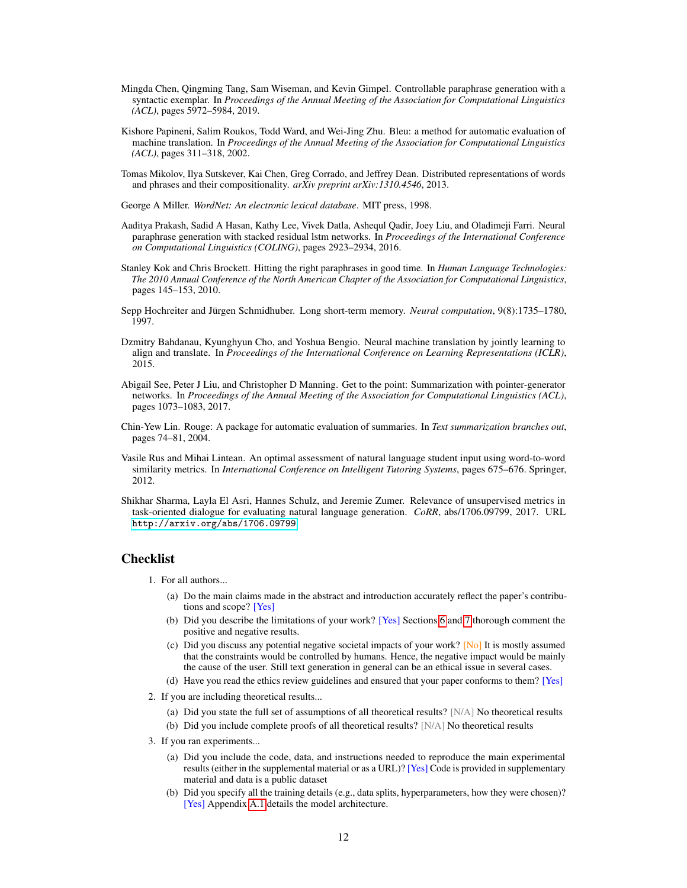Mingda Chen, Qingming Tang, Sam Wiseman, and Kevin Gimpel. Controllable paraphrase generation with a syntactic exemplar. In *Proceedings of the Annual Meeting of the Association for Computational Linguistics (ACL)*, pages 5972–5984, 2019.

Kishore Papineni, Salim Roukos, Todd Ward, and Wei-Jing Zhu. Bleu: a method for automatic evaluation of machine translation. In *Proceedings of the Annual Meeting of the Association for Computational Linguistics (ACL)*, pages 311–318, 2002.

Tomas Mikolov, Ilya Sutskever, Kai Chen, Greg Corrado, and Jeffrey Dean. Distributed representations of words and phrases and their compositionality. *arXiv preprint arXiv:1310.4546*, 2013.

George A Miller. *WordNet: An electronic lexical database*. MIT press, 1998.

Aaditya Prakash, Sadid A Hasan, Kathy Lee, Vivek Datla, Ashequl Qadir, Joey Liu, and Oladimeji Farri. Neural paraphrase generation with stacked residual lstm networks. In *Proceedings of the International Conference on Computational Linguistics (COLING)*, pages 2923–2934, 2016.

Stanley Kok and Chris Brockett. Hitting the right paraphrases in good time. In *Human Language Technologies: The 2010 Annual Conference of the North American Chapter of the Association for Computational Linguistics*, pages 145–153, 2010.

Sepp Hochreiter and Jürgen Schmidhuber. Long short-term memory. *Neural computation*, 9(8):1735–1780, 1997.

Dzmitry Bahdanau, Kyunghyun Cho, and Yoshua Bengio. Neural machine translation by jointly learning to align and translate. In *Proceedings of the International Conference on Learning Representations (ICLR)*, 2015.

Abigail See, Peter J Liu, and Christopher D Manning. Get to the point: Summarization with pointer-generator networks. In *Proceedings of the Annual Meeting of the Association for Computational Linguistics (ACL)*, pages 1073–1083, 2017.

Chin-Yew Lin. Rouge: A package for automatic evaluation of summaries. In *Text summarization branches out*, pages 74–81, 2004.

Vasile Rus and Mihai Lintean. An optimal assessment of natural language student input using word-to-word similarity metrics. In *International Conference on Intelligent Tutoring Systems*, pages 675–676. Springer, 2012.

Shikhar Sharma, Layla El Asri, Hannes Schulz, and Jeremie Zumer. Relevance of unsupervised metrics in task-oriented dialogue for evaluating natural language generation. *CoRR*, abs/1706.09799, 2017. URL http://arxiv.org/abs/1706.09799.

## Checklist

1. For all authors...
   (a) Do the main claims made in the abstract and introduction accurately reflect the paper's contributions and scope? [Yes]
   (b) Did you describe the limitations of your work? [Yes] Sections 6 and 7 thorough comment the positive and negative results.
   (c) Did you discuss any potential negative societal impacts of your work? [No] It is mostly assumed that the constraints would be controlled by humans. Hence, the negative impact would be mainly the cause of the user. Still text generation in general can be an ethical issue in several cases.
   (d) Have you read the ethics review guidelines and ensured that your paper conforms to them? [Yes]
2. If you are including theoretical results...
   (a) Did you state the full set of assumptions of all theoretical results? [N/A] No theoretical results
   (b) Did you include complete proofs of all theoretical results? [N/A] No theoretical results
3. If you ran experiments...
   (a) Did you include the code, data, and instructions needed to reproduce the main experimental results (either in the supplemental material or as a URL)? [Yes] Code is provided in supplementary material and data is a public dataset
   (b) Did you specify all the training details (e.g., data splits, hyperparameters, how they were chosen)? [Yes] Appendix A.1 details the model architecture.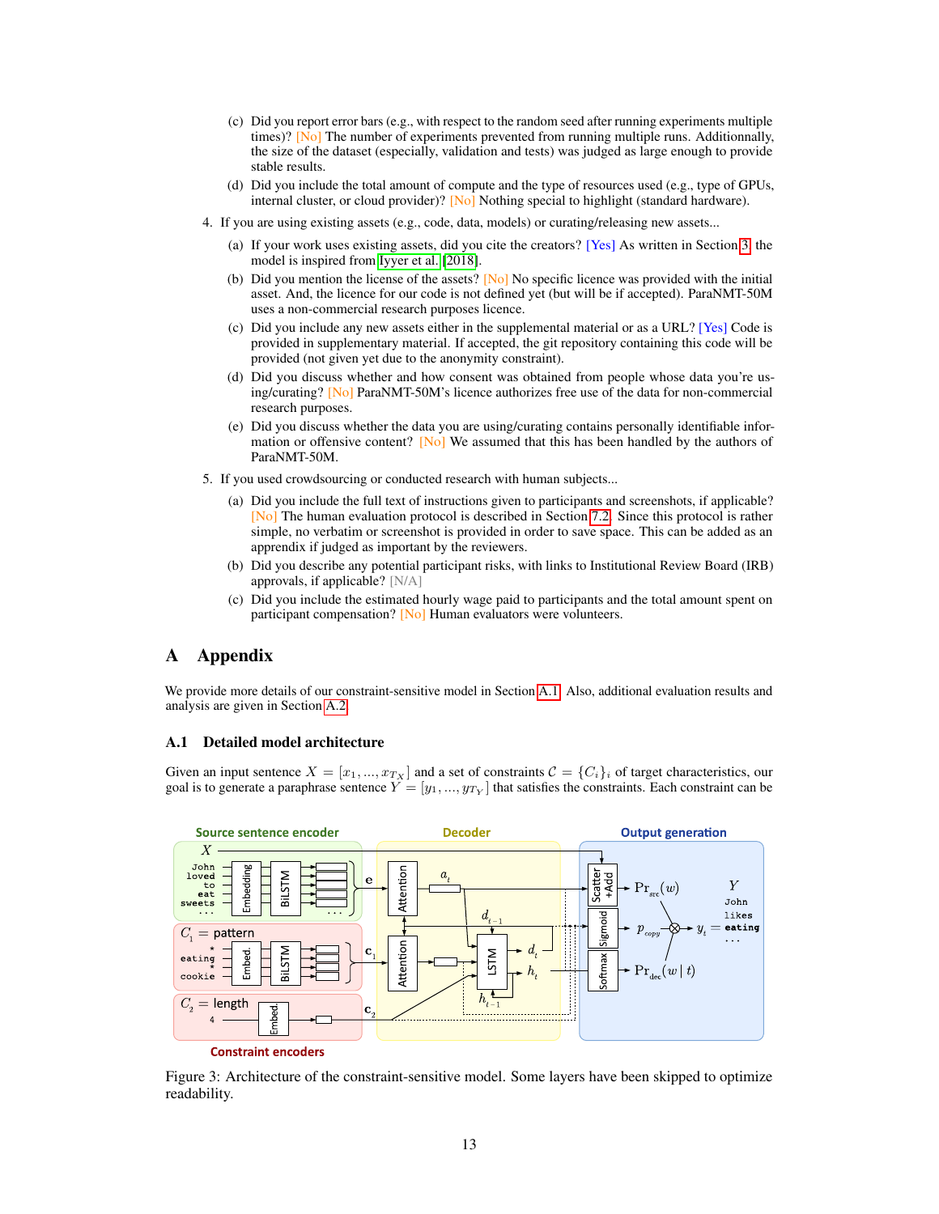(c) Did you report error bars (e.g., with respect to the random seed after running experiments multiple times)? [No] The number of experiments prevented from running multiple runs. Additionnally, the size of the dataset (especially, validation and tests) was judged as large enough to provide stable results.

(d) Did you include the total amount of compute and the type of resources used (e.g., type of GPUs, internal cluster, or cloud provider)? [No] Nothing special to highlight (standard hardware).

4. If you are using existing assets (e.g., code, data, models) or curating/releasing new assets...

   (a) If your work uses existing assets, did you cite the creators? [Yes] As written in Section 3, the model is inspired from Iyyer et al. [2018].

   (b) Did you mention the license of the assets? [No] No specific licence was provided with the initial asset. And, the licence for our code is not defined yet (but will be if accepted). ParaNMT-50M uses a non-commercial research purposes licence.

   (c) Did you include any new assets either in the supplemental material or as a URL? [Yes] Code is provided in supplementary material. If accepted, the git repository containing this code will be provided (not given yet due to the anonymity constraint).

   (d) Did you discuss whether and how consent was obtained from people whose data you're using/curating? [No] ParaNMT-50M's licence authorizes free use of the data for non-commercial research purposes.

   (e) Did you discuss whether the data you are using/curating contains personally identifiable information or offensive content? [No] We assumed that this has been handled by the authors of ParaNMT-50M.

5. If you used crowdsourcing or conducted research with human subjects...

   (a) Did you include the full text of instructions given to participants and screenshots, if applicable? [No] The human evaluation protocol is described in Section 7.2. Since this protocol is rather simple, no verbatim or screenshot is provided in order to save space. This can be added as an appendix if judged as important by the reviewers.

   (b) Did you describe any potential participant risks, with links to Institutional Review Board (IRB) approvals, if applicable? [N/A]

   (c) Did you include the estimated hourly wage paid to participants and the total amount spent on participant compensation? [No] Human evaluators were volunteers.

# A Appendix

We provide more details of our constraint-sensitive model in Section A.1. Also, additional evaluation results and analysis are given in Section A.2.

## A.1 Detailed model architecture

Given an input sentence $X = [x_1, ..., x_{T_X}]$ and a set of constraints $\mathcal{C} = \{C_i\}_i$ of target characteristics, our goal is to generate a paraphrase sentence $Y = [y_1, ..., y_{T_Y}]$ that satisfies the constraints. Each constraint can be

Figure 3: Architecture of the constraint-sensitive model. Some layers have been skipped to optimize readability.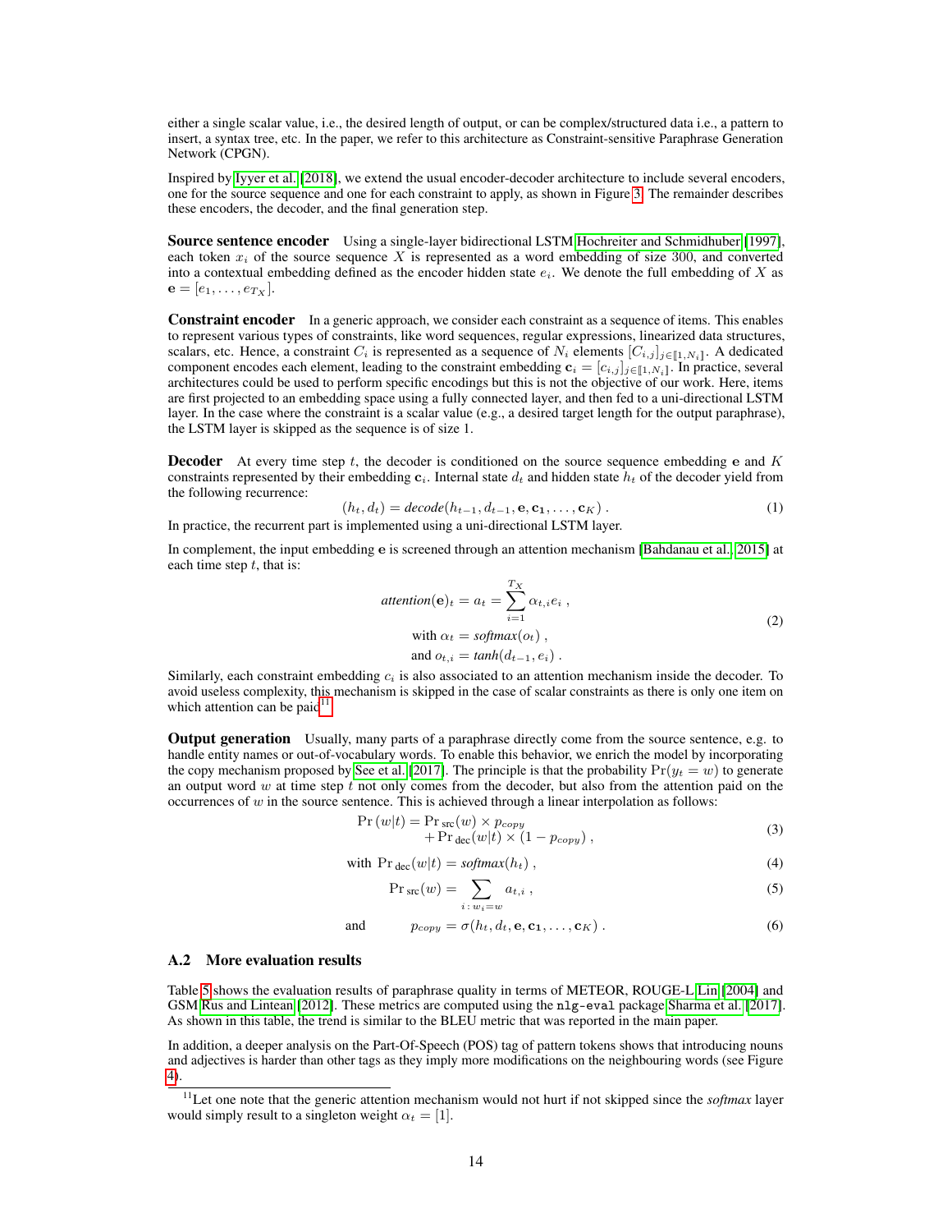either a single scalar value, i.e., the desired length of output, or can be complex/structured data i.e., a pattern to insert, a syntax tree, etc. In the paper, we refer to this architecture as Constraint-sensitive Paraphrase Generation Network (CPGN).

Inspired by Iyyer et al. [2018], we extend the usual encoder-decoder architecture to include several encoders, one for the source sequence and one for each constraint to apply, as shown in Figure 3. The remainder describes these encoders, the decoder, and the final generation step.

**Source sentence encoder** Using a single-layer bidirectional LSTM Hochreiter and Schmidhuber [1997], each token $x_i$ of the source sequence $X$ is represented as a word embedding of size 300, and converted into a contextual embedding defined as the encoder hidden state $e_i$. We denote the full embedding of $X$ as $\mathbf{e} = [e_1, \ldots, e_{T_X}]$.

**Constraint encoder** In a generic approach, we consider each constraint as a sequence of items. This enables to represent various types of constraints, like word sequences, regular expressions, linearized data structures, scalars, etc. Hence, a constraint $C_i$ is represented as a sequence of $N_i$ elements $[C_{i,j}]_{j \in [\![1,N_i]\!]}$. A dedicated component encodes each element, leading to the constraint embedding $\mathbf{c}_i = [c_{i,j}]_{j \in [\![1,N_i]\!]}$. In practice, several architectures could be used to perform specific encodings but this is not the objective of our work. Here, items are first projected to an embedding space using a fully connected layer, and then fed to a uni-directional LSTM layer. In the case where the constraint is a scalar value (e.g., a desired target length for the output paraphrase), the LSTM layer is skipped as the sequence is of size 1.

**Decoder** At every time step $t$, the decoder is conditioned on the source sequence embedding $\mathbf{e}$ and $K$ constraints represented by their embedding $\mathbf{c}_i$. Internal state $d_t$ and hidden state $h_t$ of the decoder yield from the following recurrence:

$$(h_t, d_t) = \textit{decode}(h_{t-1}, d_{t-1}, \mathbf{e}, \mathbf{c_1}, \ldots, \mathbf{c}_K) \ . \tag{1}$$

In practice, the recurrent part is implemented using a uni-directional LSTM layer.

In complement, the input embedding $\mathbf{e}$ is screened through an attention mechanism [Bahdanau et al., 2015] at each time step $t$, that is:

$$\begin{aligned} \textit{attention}(\mathbf{e})_t = a_t &= \sum_{i=1}^{T_X} \alpha_{t,i} e_i \ , \\ \text{with } \alpha_t &= \textit{softmax}(o_t) \ , \\ \text{and } o_{t,i} &= \textit{tanh}(d_{t-1}, e_i) \ . \end{aligned} \tag{2}$$

Similarly, each constraint embedding $c_i$ is also associated to an attention mechanism inside the decoder. To avoid useless complexity, this mechanism is skipped in the case of scalar constraints as there is only one item on which attention can be paid[11].

**Output generation** Usually, many parts of a paraphrase directly come from the source sentence, e.g. to handle entity names or out-of-vocabulary words. To enable this behavior, we enrich the model by incorporating the copy mechanism proposed by See et al. [2017]. The principle is that the probability $\Pr(y_t = w)$ to generate an output word $w$ at time step $t$ not only comes from the decoder, but also from the attention paid on the occurrences of $w$ in the source sentence. This is achieved through a linear interpolation as follows:

$$\begin{aligned} \Pr(w|t) = \Pr{}_{\text{src}}(w) \times p_{copy} \\ + \Pr{}_{\text{dec}}(w|t) \times (1 - p_{copy}) \ , \end{aligned} \tag{3}$$

$$\text{with } \Pr{}_{\text{dec}}(w|t) = \textit{softmax}(h_t) \ , \tag{4}$$

$$\Pr{}_{\text{src}}(w) = \sum_{i \,:\, w_i = w} a_{t,i} \ , \tag{5}$$

$$\text{and} \qquad p_{copy} = \sigma(h_t, d_t, \mathbf{e}, \mathbf{c_1}, \ldots, \mathbf{c}_K) \ . \tag{6}$$

### A.2 More evaluation results

Table 5 shows the evaluation results of paraphrase quality in terms of METEOR, ROUGE-L Lin [2004] and GSM Rus and Lintean [2012]. These metrics are computed using the `nlg-eval` package Sharma et al. [2017]. As shown in this table, the trend is similar to the BLEU metric that was reported in the main paper.

In addition, a deeper analysis on the Part-Of-Speech (POS) tag of pattern tokens shows that introducing nouns and adjectives is harder than other tags as they imply more modifications on the neighbouring words (see Figure 4).

[11] Let one note that the generic attention mechanism would not hurt if not skipped since the *softmax* layer would simply result to a singleton weight $\alpha_t = [1]$.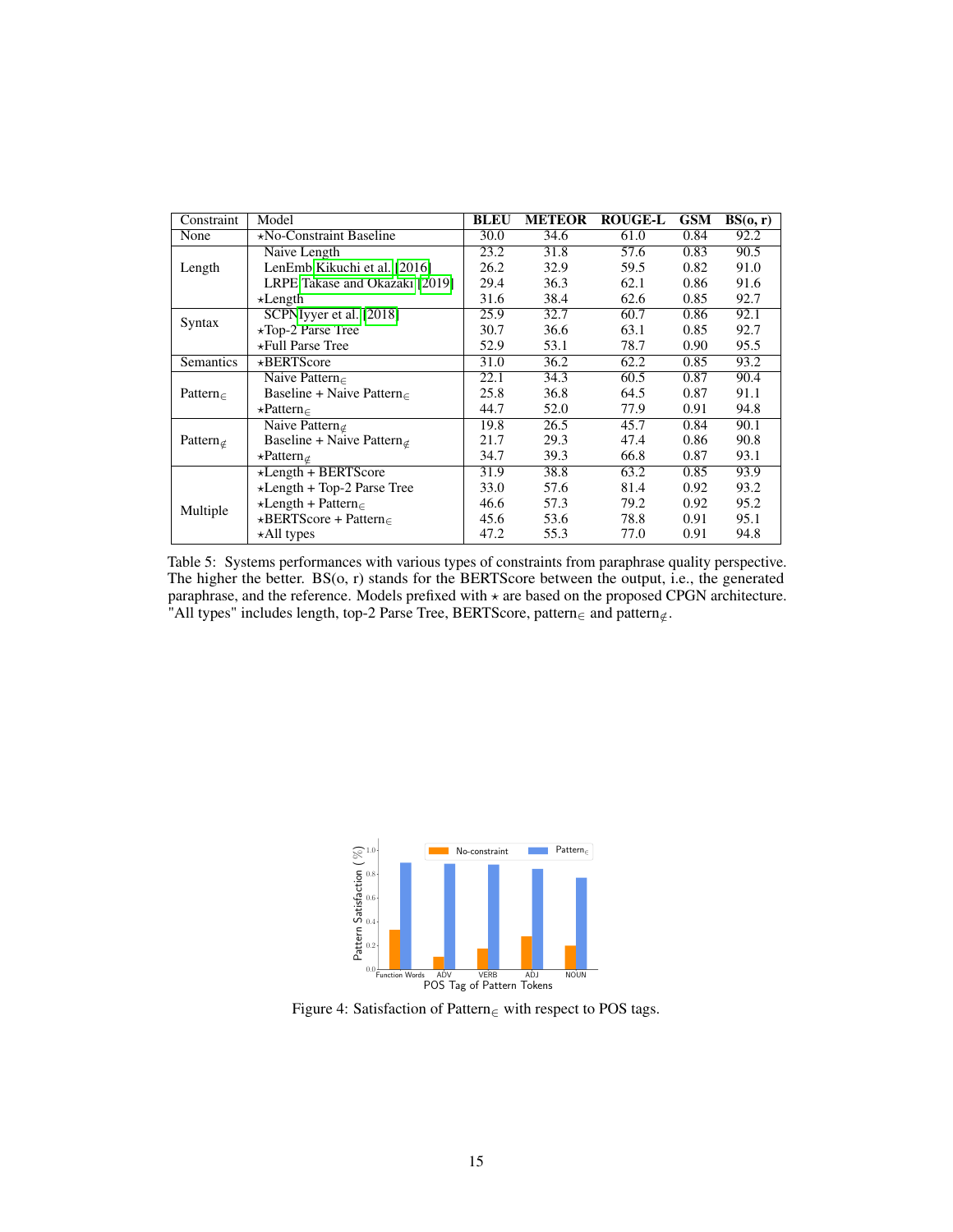| Constraint | Model | **BLEU** | **METEOR** | **ROUGE-L** | **GSM** | **BS(o, r)** |
|---|---|---|---|---|---|---|
| None | ⋆No-Constraint Baseline | 30.0 | 34.6 | 61.0 | 0.84 | 92.2 |
| Length | Naive Length | 23.2 | 31.8 | 57.6 | 0.83 | 90.5 |
| | LenEmb Kikuchi et al. [2016] | 26.2 | 32.9 | 59.5 | 0.82 | 91.0 |
| | LRPE Takase and Okazaki [2019] | 29.4 | 36.3 | 62.1 | 0.86 | 91.6 |
| | ⋆Length | 31.6 | 38.4 | 62.6 | 0.85 | 92.7 |
| Syntax | SCPN Iyyer et al. [2018] | 25.9 | 32.7 | 60.7 | 0.86 | 92.1 |
| | ⋆Top-2 Parse Tree | 30.7 | 36.6 | 63.1 | 0.85 | 92.7 |
| | ⋆Full Parse Tree | 52.9 | 53.1 | 78.7 | 0.90 | 95.5 |
| Semantics | ⋆BERTScore | 31.0 | 36.2 | 62.2 | 0.85 | 93.2 |
| Pattern$_\in$ | Naive Pattern$_\in$ | 22.1 | 34.3 | 60.5 | 0.87 | 90.4 |
| | Baseline + Naive Pattern$_\in$ | 25.8 | 36.8 | 64.5 | 0.87 | 91.1 |
| | ⋆Pattern$_\in$ | 44.7 | 52.0 | 77.9 | 0.91 | 94.8 |
| Pattern$_\notin$ | Naive Pattern$_\notin$ | 19.8 | 26.5 | 45.7 | 0.84 | 90.1 |
| | Baseline + Naive Pattern$_\notin$ | 21.7 | 29.3 | 47.4 | 0.86 | 90.8 |
| | ⋆Pattern$_\notin$ | 34.7 | 39.3 | 66.8 | 0.87 | 93.1 |
| Multiple | ⋆Length + BERTScore | 31.9 | 38.8 | 63.2 | 0.85 | 93.9 |
| | ⋆Length + Top-2 Parse Tree | 33.0 | 57.6 | 81.4 | 0.92 | 93.2 |
| | ⋆Length + Pattern$_\in$ | 46.6 | 57.3 | 79.2 | 0.92 | 95.2 |
| | ⋆BERTScore + Pattern$_\in$ | 45.6 | 53.6 | 78.8 | 0.91 | 95.1 |
| | ⋆All types | 47.2 | 55.3 | 77.0 | 0.91 | 94.8 |

Table 5: Systems performances with various types of constraints from paraphrase quality perspective. The higher the better. BS(o, r) stands for the BERTScore between the output, i.e., the generated paraphrase, and the reference. Models prefixed with ⋆ are based on the proposed CPGN architecture. "All types" includes length, top-2 Parse Tree, BERTScore, pattern$_\in$ and pattern$_\notin$.

Pattern Satisfaction (%)
1.0
0.8
0.6
0.4
0.2
0.0
No-constraint
Pattern$_\in$
Function Words
ADV
VERB
ADJ
NOUN
POS Tag of Pattern Tokens

Figure 4: Satisfaction of Pattern$_\in$ with respect to POS tags.